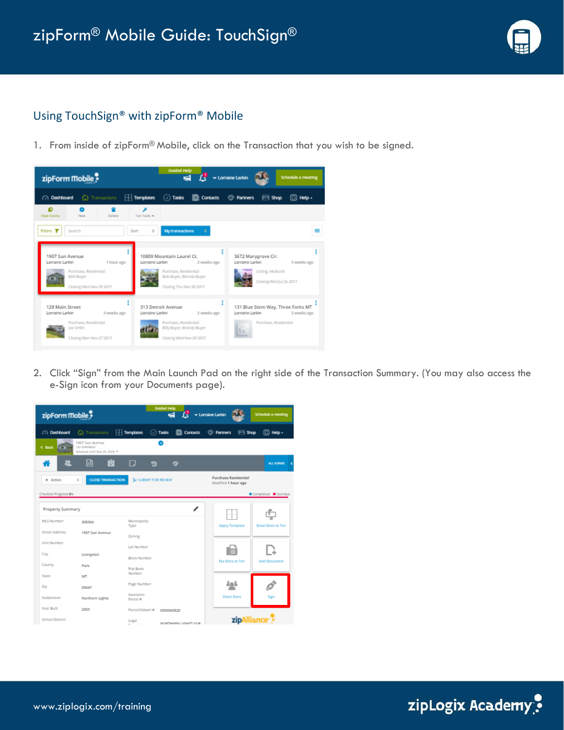# zipForm® Mobile Guide: TouchSign®

## Using TouchSign® with zipForm® Mobile

1. From inside of zipForm® Mobile, click on the Transaction that you wish to be signed.

2. Click “Sign” from the Main Launch Pad on the right side of the Transaction Summary. (You may also access the e-Sign icon from your Documents page).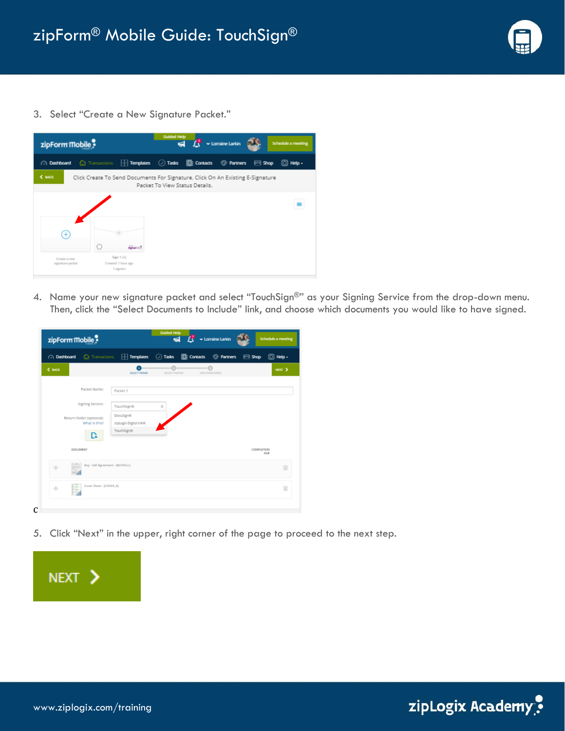3. Select “Create a New Signature Packet.”

4. Name your new signature packet and select “TouchSign®” as your Signing Service from the drop-down menu. Then, click the “Select Documents to Include” link, and choose which documents you would like to have signed.

c

5. Click “Next” in the upper, right corner of the page to proceed to the next step.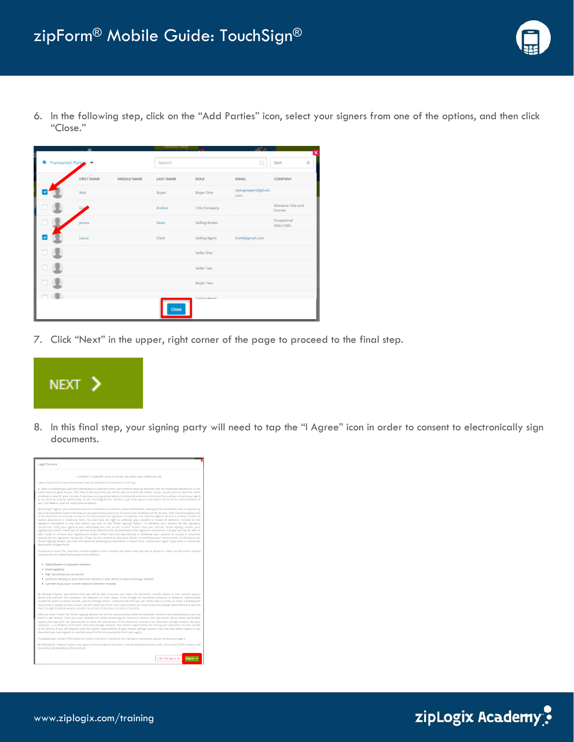6. In the following step, click on the “Add Parties” icon, select your signers from one of the options, and then click “Close.”

7. Click “Next” in the upper, right corner of the page to proceed to the final step.

8. In this final step, your signing party will need to tap the “I Agree” icon in order to consent to electronically sign documents.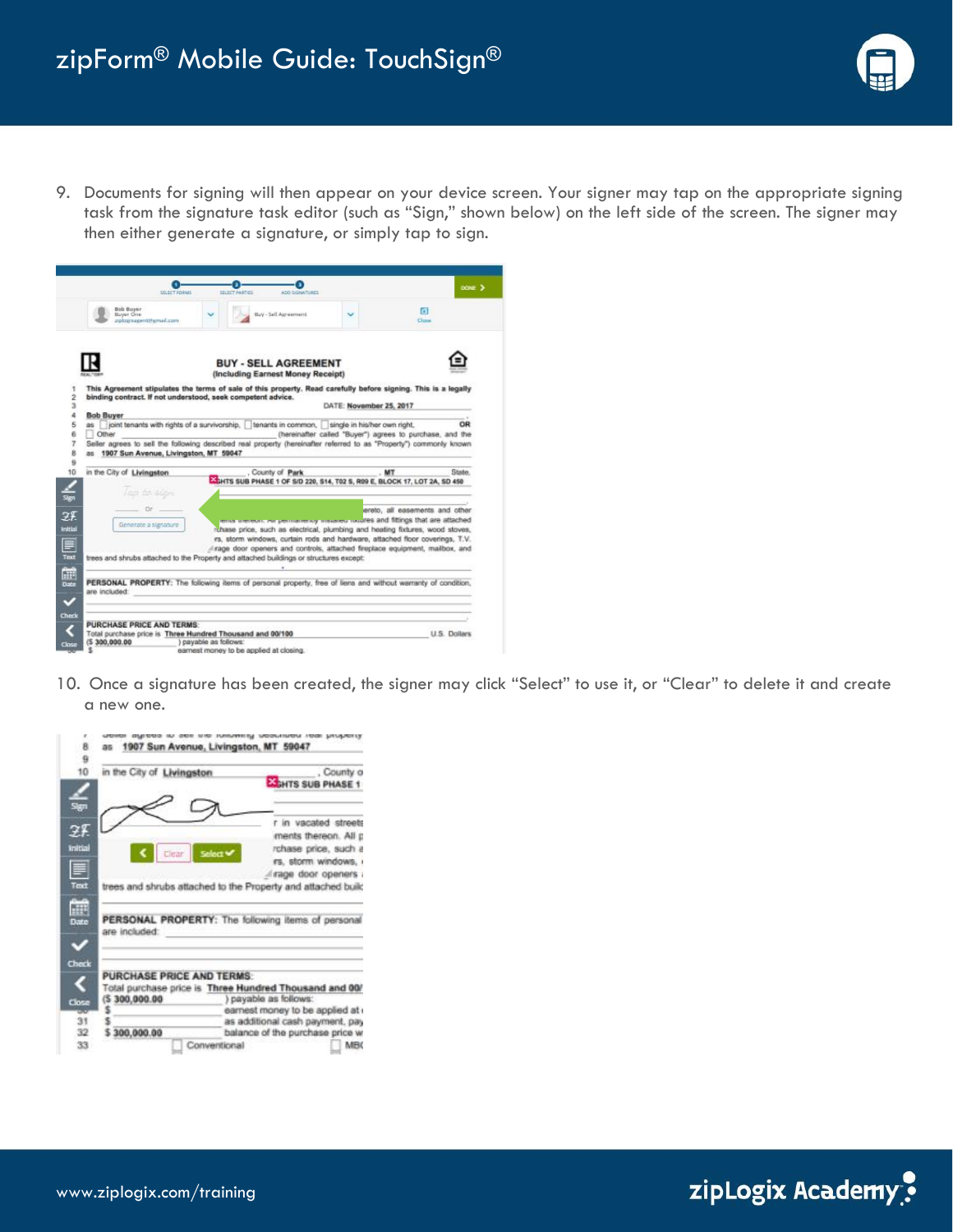9. Documents for signing will then appear on your device screen. Your signer may tap on the appropriate signing task from the signature task editor (such as "Sign," shown below) on the left side of the screen. The signer may then either generate a signature, or simply tap to sign.

10. Once a signature has been created, the signer may click "Select" to use it, or "Clear" to delete it and create a new one.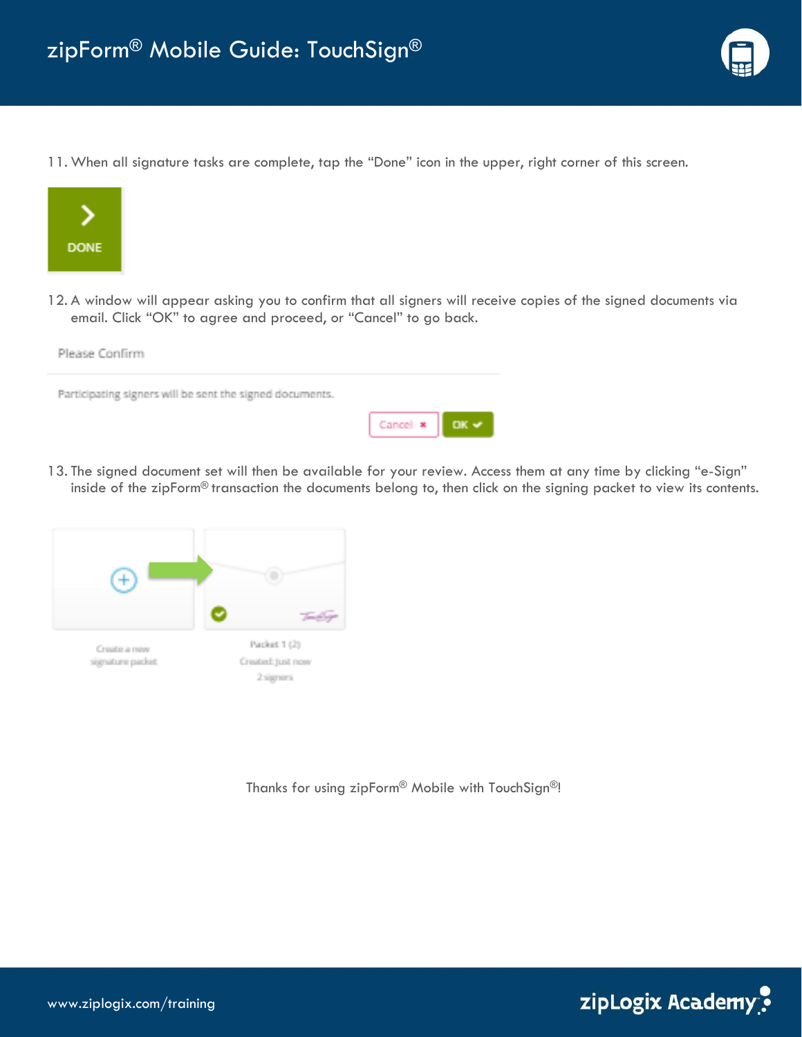11. When all signature tasks are complete, tap the “Done” icon in the upper, right corner of this screen.

DONE

12. A window will appear asking you to confirm that all signers will receive copies of the signed documents via email. Click “OK” to agree and proceed, or “Cancel” to go back.

Please Confirm

Participating signers will be sent the signed documents.

Cancel ✖ OK ✔

13. The signed document set will then be available for your review. Access them at any time by clicking “e-Sign” inside of the zipForm® transaction the documents belong to, then click on the signing packet to view its contents.

Create a new signature packet

Packet 1 (2)
Created: Just now
2 signers

Thanks for using zipForm® Mobile with TouchSign®!